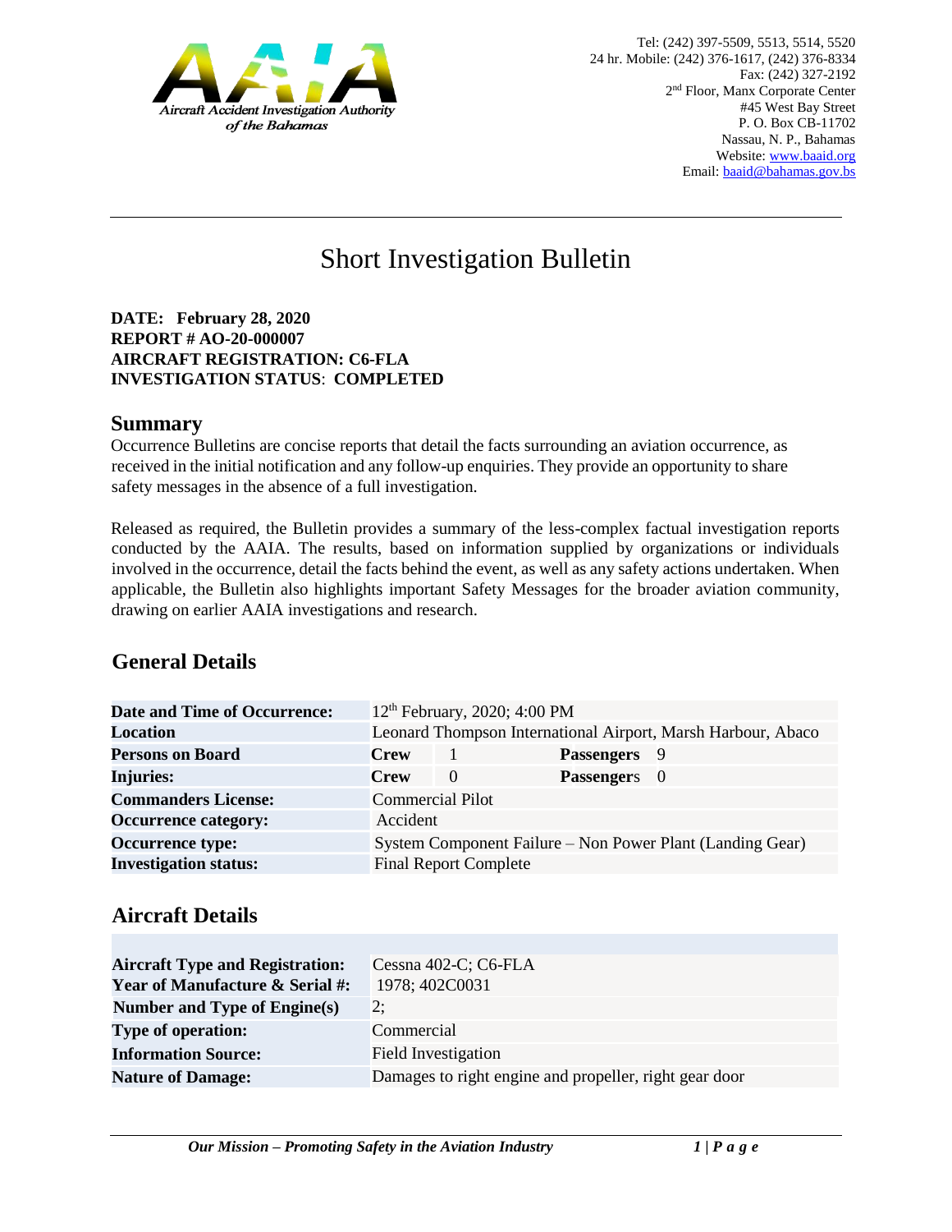Tel: (242) 397-5509, 5513, 5514, 5520
24 hr. Mobile: (242) 376-1617, (242) 376-8334
Fax: (242) 327-2192
2nd Floor, Manx Corporate Center
#45 West Bay Street
P. O. Box CB-11702
Nassau, N. P., Bahamas
Website: www.baaid.org
Email: baaid@bahamas.gov.bs

# Short Investigation Bulletin

**DATE: February 28, 2020**
**REPORT # AO-20-000007**
**AIRCRAFT REGISTRATION: C6-FLA**
**INVESTIGATION STATUS: COMPLETED**

## Summary

Occurrence Bulletins are concise reports that detail the facts surrounding an aviation occurrence, as received in the initial notification and any follow-up enquiries. They provide an opportunity to share safety messages in the absence of a full investigation.

Released as required, the Bulletin provides a summary of the less-complex factual investigation reports conducted by the AAIA. The results, based on information supplied by organizations or individuals involved in the occurrence, detail the facts behind the event, as well as any safety actions undertaken. When applicable, the Bulletin also highlights important Safety Messages for the broader aviation community, drawing on earlier AAIA investigations and research.

## General Details

| | | | | |
|---|---|---|---|---|
| **Date and Time of Occurrence:** | 12th February, 2020; 4:00 PM | | | |
| **Location** | Leonard Thompson International Airport, Marsh Harbour, Abaco | | | |
| **Persons on Board** | **Crew** | 1 | **Passengers** | 9 |
| **Injuries:** | **Crew** | 0 | **Passengers** | 0 |
| **Commanders License:** | Commercial Pilot | | | |
| **Occurrence category:** | Accident | | | |
| **Occurrence type:** | System Component Failure – Non Power Plant (Landing Gear) | | | |
| **Investigation status:** | Final Report Complete | | | |

## Aircraft Details

| | |
|---|---|
| **Aircraft Type and Registration:** | Cessna 402-C; C6-FLA |
| **Year of Manufacture & Serial #:** | 1978; 402C0031 |
| **Number and Type of Engine(s)** | 2; |
| **Type of operation:** | Commercial |
| **Information Source:** | Field Investigation |
| **Nature of Damage:** | Damages to right engine and propeller, right gear door |

***Our Mission – Promoting Safety in the Aviation Industry***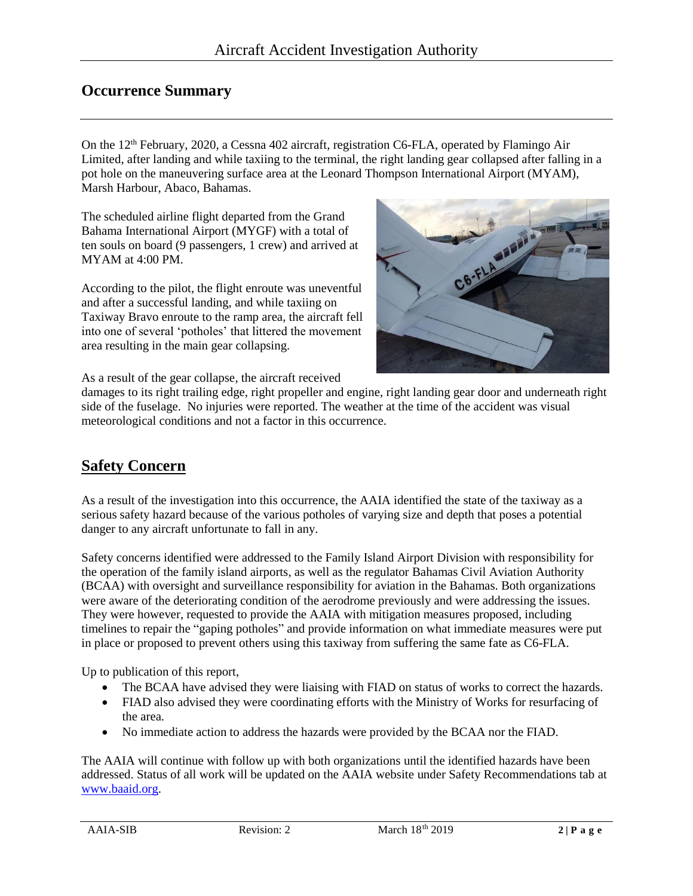## Occurrence Summary

On the 12th February, 2020, a Cessna 402 aircraft, registration C6-FLA, operated by Flamingo Air Limited, after landing and while taxiing to the terminal, the right landing gear collapsed after falling in a pot hole on the maneuvering surface area at the Leonard Thompson International Airport (MYAM), Marsh Harbour, Abaco, Bahamas.

The scheduled airline flight departed from the Grand Bahama International Airport (MYGF) with a total of ten souls on board (9 passengers, 1 crew) and arrived at MYAM at 4:00 PM.

According to the pilot, the flight enroute was uneventful and after a successful landing, and while taxiing on Taxiway Bravo enroute to the ramp area, the aircraft fell into one of several 'potholes' that littered the movement area resulting in the main gear collapsing.

As a result of the gear collapse, the aircraft received damages to its right trailing edge, right propeller and engine, right landing gear door and underneath right side of the fuselage. No injuries were reported. The weather at the time of the accident was visual meteorological conditions and not a factor in this occurrence.

## Safety Concern

As a result of the investigation into this occurrence, the AAIA identified the state of the taxiway as a serious safety hazard because of the various potholes of varying size and depth that poses a potential danger to any aircraft unfortunate to fall in any.

Safety concerns identified were addressed to the Family Island Airport Division with responsibility for the operation of the family island airports, as well as the regulator Bahamas Civil Aviation Authority (BCAA) with oversight and surveillance responsibility for aviation in the Bahamas. Both organizations were aware of the deteriorating condition of the aerodrome previously and were addressing the issues. They were however, requested to provide the AAIA with mitigation measures proposed, including timelines to repair the "gaping potholes" and provide information on what immediate measures were put in place or proposed to prevent others using this taxiway from suffering the same fate as C6-FLA.

Up to publication of this report,

- The BCAA have advised they were liaising with FIAD on status of works to correct the hazards.
- FIAD also advised they were coordinating efforts with the Ministry of Works for resurfacing of the area.
- No immediate action to address the hazards were provided by the BCAA nor the FIAD.

The AAIA will continue with follow up with both organizations until the identified hazards have been addressed. Status of all work will be updated on the AAIA website under Safety Recommendations tab at www.baaid.org.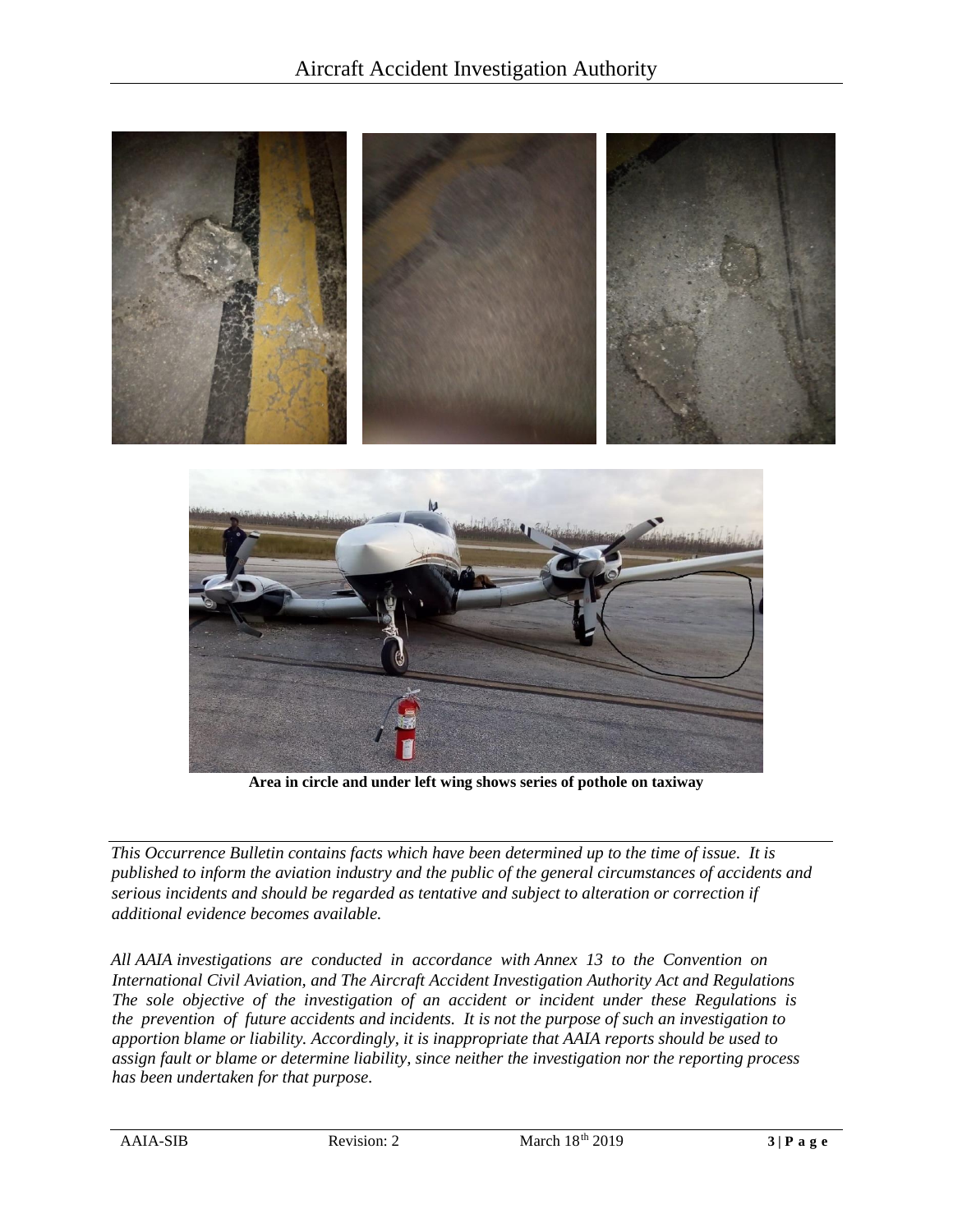**Area in circle and under left wing shows series of pothole on taxiway**

*This Occurrence Bulletin contains facts which have been determined up to the time of issue. It is published to inform the aviation industry and the public of the general circumstances of accidents and serious incidents and should be regarded as tentative and subject to alteration or correction if additional evidence becomes available.*

*All AAIA investigations are conducted in accordance with Annex 13 to the Convention on International Civil Aviation, and The Aircraft Accident Investigation Authority Act and Regulations The sole objective of the investigation of an accident or incident under these Regulations is the prevention of future accidents and incidents. It is not the purpose of such an investigation to apportion blame or liability. Accordingly, it is inappropriate that AAIA reports should be used to assign fault or blame or determine liability, since neither the investigation nor the reporting process has been undertaken for that purpose.*